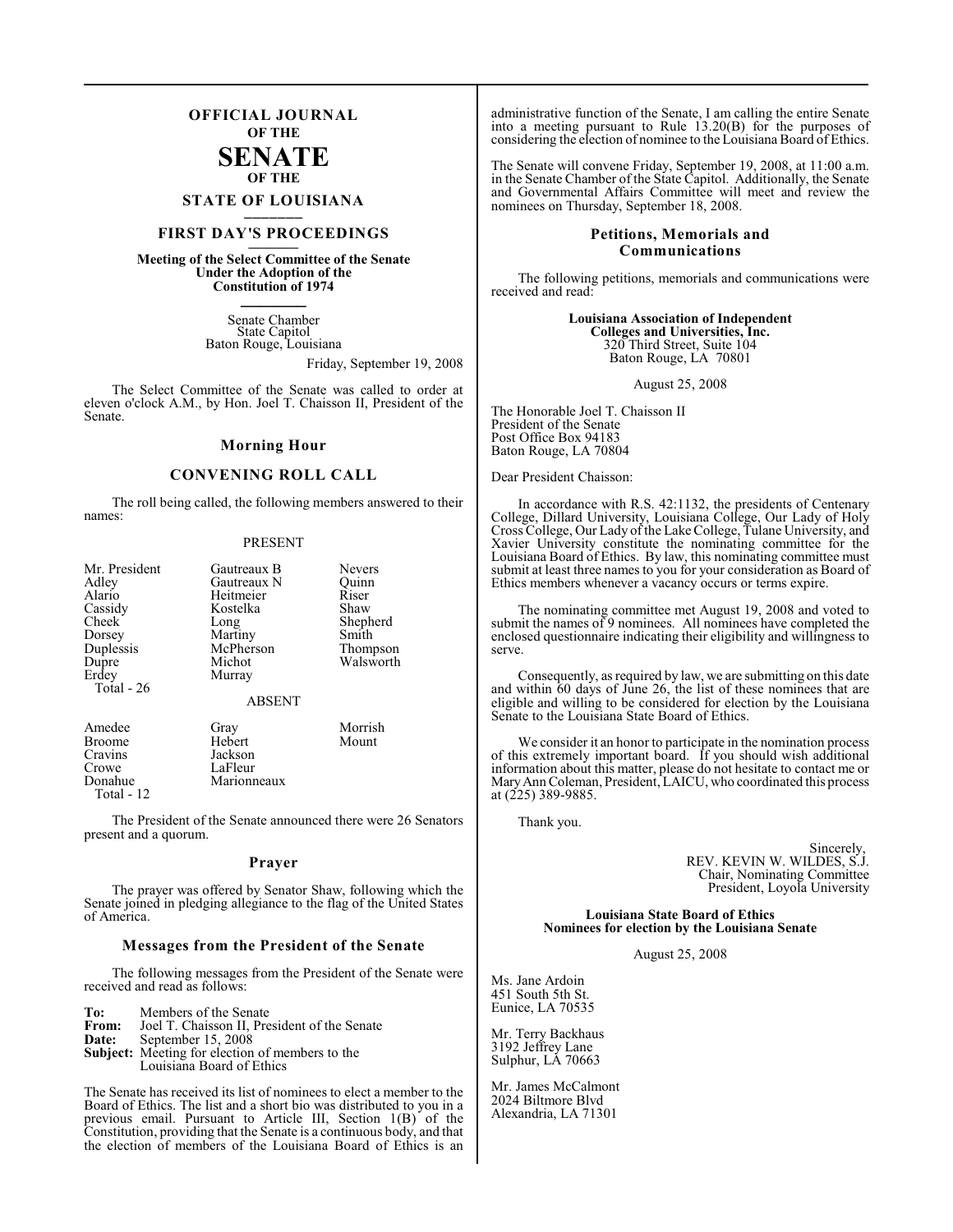# OFFICIAL JOURNAL OF THE SENATE OF THE STATE OF LOUISIANA

## FIRST DAY'S PROCEEDINGS

**Meeting of the Select Committee of the Senate Under the Adoption of the Constitution of 1974**

Senate Chamber
State Capitol
Baton Rouge, Louisiana

Friday, September 19, 2008

The Select Committee of the Senate was called to order at eleven o'clock A.M., by Hon. Joel T. Chaisson II, President of the Senate.

### Morning Hour

### CONVENING ROLL CALL

The roll being called, the following members answered to their names:

PRESENT

| | | |
|---|---|---|
| Mr. President | Gautreaux B | Nevers |
| Adley | Gautreaux N | Quinn |
| Alario | Heitmeier | Riser |
| Cassidy | Kostelka | Shaw |
| Cheek | Long | Shepherd |
| Dorsey | Martiny | Smith |
| Duplessis | McPherson | Thompson |
| Dupre | Michot | Walsworth |
| Erdey | Murray | |

Total - 26

ABSENT

| | | |
|---|---|---|
| Amedee | Gray | Morrish |
| Broome | Hebert | Mount |
| Cravins | Jackson | |
| Crowe | LaFleur | |
| Donahue | Marionneaux | |

Total - 12

The President of the Senate announced there were 26 Senators present and a quorum.

### Prayer

The prayer was offered by Senator Shaw, following which the Senate joined in pledging allegiance to the flag of the United States of America.

### Messages from the President of the Senate

The following messages from the President of the Senate were received and read as follows:

**To:** Members of the Senate
**From:** Joel T. Chaisson II, President of the Senate
**Date:** September 15, 2008
**Subject:** Meeting for election of members to the Louisiana Board of Ethics

The Senate has received its list of nominees to elect a member to the Board of Ethics. The list and a short bio was distributed to you in a previous email. Pursuant to Article III, Section 1(B) of the Constitution, providing that the Senate is a continuous body, and that the election of members of the Louisiana Board of Ethics is an administrative function of the Senate, I am calling the entire Senate into a meeting pursuant to Rule 13.20(B) for the purposes of considering the election of nominee to the Louisiana Board of Ethics.

The Senate will convene Friday, September 19, 2008, at 11:00 a.m. in the Senate Chamber of the State Capitol. Additionally, the Senate and Governmental Affairs Committee will meet and review the nominees on Thursday, September 18, 2008.

### Petitions, Memorials and Communications

The following petitions, memorials and communications were received and read:

**Louisiana Association of Independent Colleges and Universities, Inc.**
320 Third Street, Suite 104
Baton Rouge, LA 70801

August 25, 2008

The Honorable Joel T. Chaisson II
President of the Senate
Post Office Box 94183
Baton Rouge, LA 70804

Dear President Chaisson:

In accordance with R.S. 42:1132, the presidents of Centenary College, Dillard University, Louisiana College, Our Lady of Holy Cross College, Our Lady of the Lake College, Tulane University, and Xavier University constitute the nominating committee for the Louisiana Board of Ethics. By law, this nominating committee must submit at least three names to you for your consideration as Board of Ethics members whenever a vacancy occurs or terms expire.

The nominating committee met August 19, 2008 and voted to submit the names of 9 nominees. All nominees have completed the enclosed questionnaire indicating their eligibility and willingness to serve.

Consequently, as required by law, we are submitting on this date and within 60 days of June 26, the list of these nominees that are eligible and willing to be considered for election by the Louisiana Senate to the Louisiana State Board of Ethics.

We consider it an honor to participate in the nomination process of this extremely important board. If you should wish additional information about this matter, please do not hesitate to contact me or MaryAnn Coleman, President, LAICU, who coordinated this process at (225) 389-9885.

Thank you.

Sincerely,
REV. KEVIN W. WILDES, S.J.
Chair, Nominating Committee
President, Loyola University

**Louisiana State Board of Ethics**
**Nominees for election by the Louisiana Senate**

August 25, 2008

Ms. Jane Ardoin
451 South 5th St.
Eunice, LA 70535

Mr. Terry Backhaus
3192 Jeffrey Lane
Sulphur, LA 70663

Mr. James McCalmont
2024 Biltmore Blvd
Alexandria, LA 71301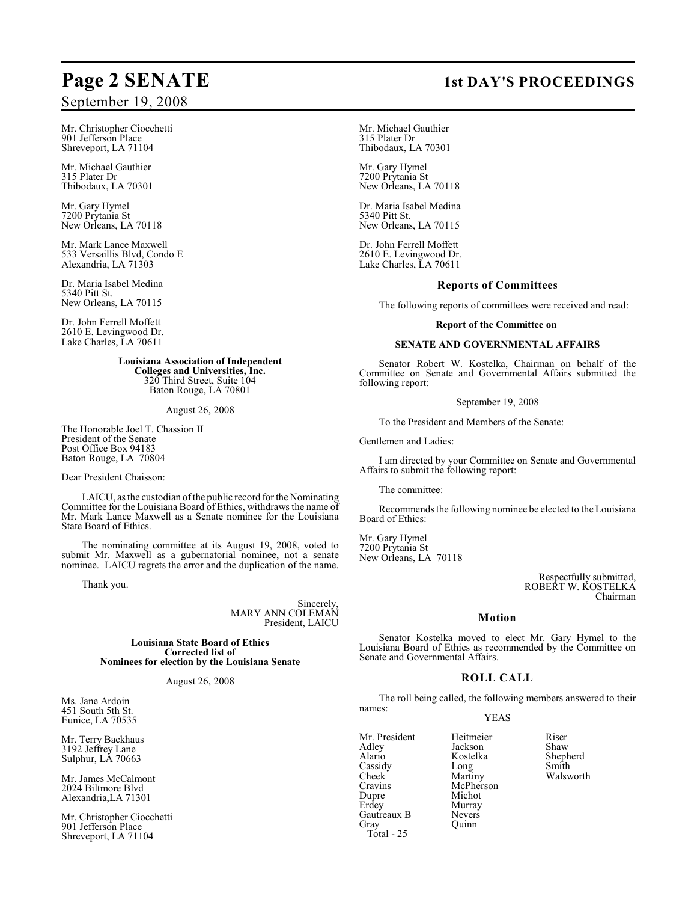Mr. Christopher Ciocchetti
901 Jefferson Place
Shreveport, LA 71104

Mr. Michael Gauthier
315 Plater Dr
Thibodaux, LA 70301

Mr. Gary Hymel
7200 Prytania St
New Orleans, LA 70118

Mr. Mark Lance Maxwell
533 Versaillis Blvd, Condo E
Alexandria, LA 71303

Dr. Maria Isabel Medina
5340 Pitt St.
New Orleans, LA 70115

Dr. John Ferrell Moffett
2610 E. Levingwood Dr.
Lake Charles, LA 70611

**Louisiana Association of Independent Colleges and Universities, Inc.**
320 Third Street, Suite 104
Baton Rouge, LA 70801

August 26, 2008

The Honorable Joel T. Chassion II
President of the Senate
Post Office Box 94183
Baton Rouge, LA 70804

Dear President Chaisson:

LAICU, as the custodian of the public record for the Nominating Committee for the Louisiana Board of Ethics, withdraws the name of Mr. Mark Lance Maxwell as a Senate nominee for the Louisiana State Board of Ethics.

The nominating committee at its August 19, 2008, voted to submit Mr. Maxwell as a gubernatorial nominee, not a senate nominee. LAICU regrets the error and the duplication of the name.

Thank you.

Sincerely,
MARY ANN COLEMAN
President, LAICU

**Louisiana State Board of Ethics**
**Corrected list of**
**Nominees for election by the Louisiana Senate**

August 26, 2008

Ms. Jane Ardoin
451 South 5th St.
Eunice, LA 70535

Mr. Terry Backhaus
3192 Jeffrey Lane
Sulphur, LA 70663

Mr. James McCalmont
2024 Biltmore Blvd
Alexandria,LA 71301

Mr. Christopher Ciocchetti
901 Jefferson Place
Shreveport, LA 71104

Mr. Michael Gauthier
315 Plater Dr
Thibodaux, LA 70301

Mr. Gary Hymel
7200 Prytania St
New Orleans, LA 70118

Dr. Maria Isabel Medina
5340 Pitt St.
New Orleans, LA 70115

Dr. John Ferrell Moffett
2610 E. Levingwood Dr.
Lake Charles, LA 70611

## Reports of Committees

The following reports of committees were received and read:

**Report of the Committee on**

**SENATE AND GOVERNMENTAL AFFAIRS**

Senator Robert W. Kostelka, Chairman on behalf of the Committee on Senate and Governmental Affairs submitted the following report:

September 19, 2008

To the President and Members of the Senate:

Gentlemen and Ladies:

I am directed by your Committee on Senate and Governmental Affairs to submit the following report:

The committee:

Recommends the following nominee be elected to the Louisiana Board of Ethics:

Mr. Gary Hymel
7200 Prytania St
New Orleans, LA 70118

Respectfully submitted,
ROBERT W. KOSTELKA
Chairman

## Motion

Senator Kostelka moved to elect Mr. Gary Hymel to the Louisiana Board of Ethics as recommended by the Committee on Senate and Governmental Affairs.

## ROLL CALL

The roll being called, the following members answered to their names:

YEAS

| | | |
|---|---|---|
| Mr. President | Heitmeier | Riser |
| Adley | Jackson | Shaw |
| Alario | Kostelka | Shepherd |
| Cassidy | Long | Smith |
| Cheek | Martiny | Walsworth |
| Cravins | McPherson | |
| Dupre | Michot | |
| Erdey | Murray | |
| Gautreaux B | Nevers | |
| Gray | Quinn | |

Total - 25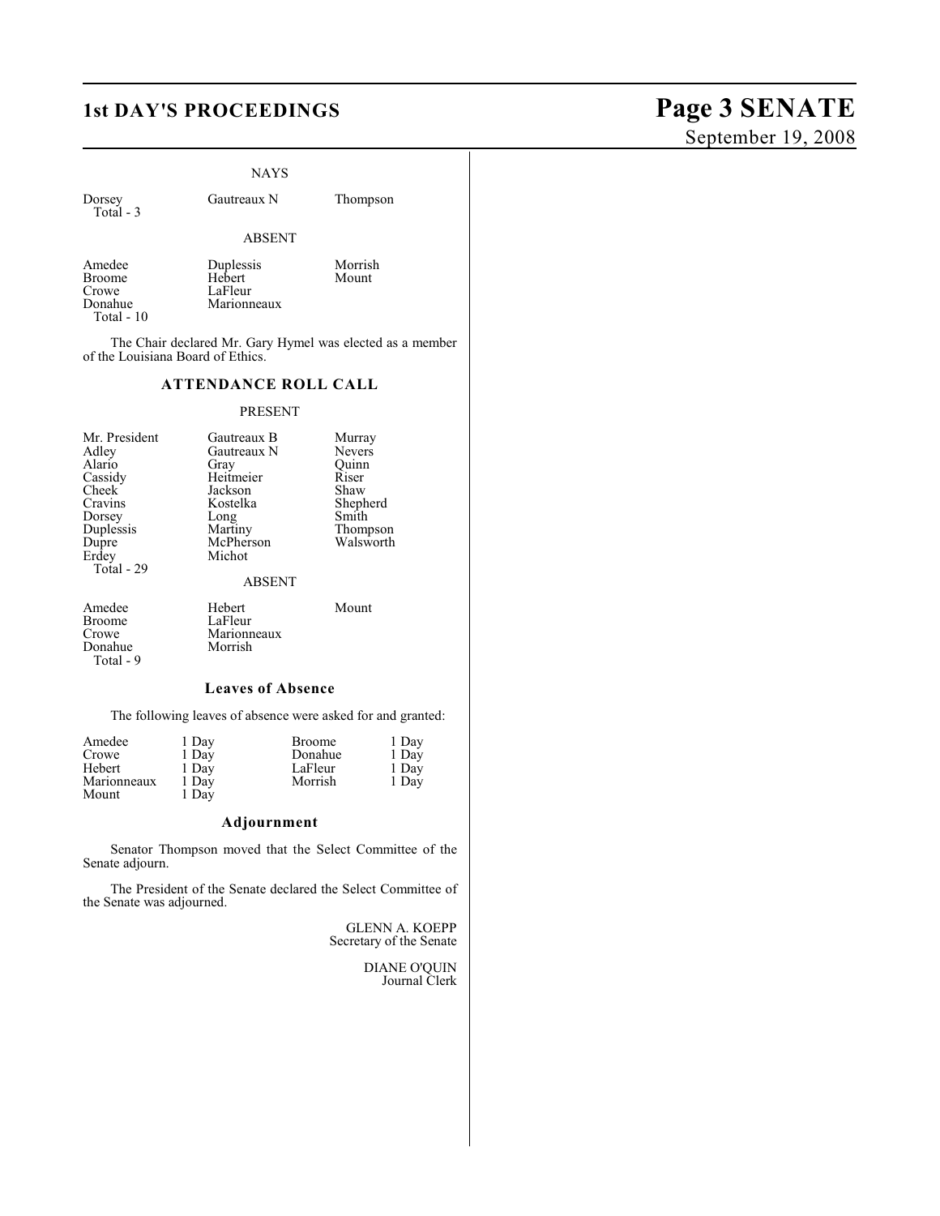NAYS

| | | |
|---|---|---|
| Dorsey | Gautreaux N | Thompson |
| Total - 3 | | |

ABSENT

| | | |
|---|---|---|
| Amedee | Duplessis | Morrish |
| Broome | Hebert | Mount |
| Crowe | LaFleur | |
| Donahue | Marionneaux | |
| Total - 10 | | |

The Chair declared Mr. Gary Hymel was elected as a member of the Louisiana Board of Ethics.

## ATTENDANCE ROLL CALL

PRESENT

| | | |
|---|---|---|
| Mr. President | Gautreaux B | Murray |
| Adley | Gautreaux N | Nevers |
| Alario | Gray | Quinn |
| Cassidy | Heitmeier | Riser |
| Cheek | Jackson | Shaw |
| Cravins | Kostelka | Shepherd |
| Dorsey | Long | Smith |
| Duplessis | Martiny | Thompson |
| Dupre | McPherson | Walsworth |
| Erdey | Michot | |
| Total - 29 | | |

ABSENT

| | | |
|---|---|---|
| Amedee | Hebert | Mount |
| Broome | LaFleur | |
| Crowe | Marionneaux | |
| Donahue | Morrish | |
| Total - 9 | | |

### Leaves of Absence

The following leaves of absence were asked for and granted:

| | | | |
|---|---|---|---|
| Amedee | 1 Day | Broome | 1 Day |
| Crowe | 1 Day | Donahue | 1 Day |
| Hebert | 1 Day | LaFleur | 1 Day |
| Marionneaux | 1 Day | Morrish | 1 Day |
| Mount | 1 Day | | |

### Adjournment

Senator Thompson moved that the Select Committee of the Senate adjourn.

The President of the Senate declared the Select Committee of the Senate was adjourned.

GLENN A. KOEPP
Secretary of the Senate

DIANE O'QUIN
Journal Clerk